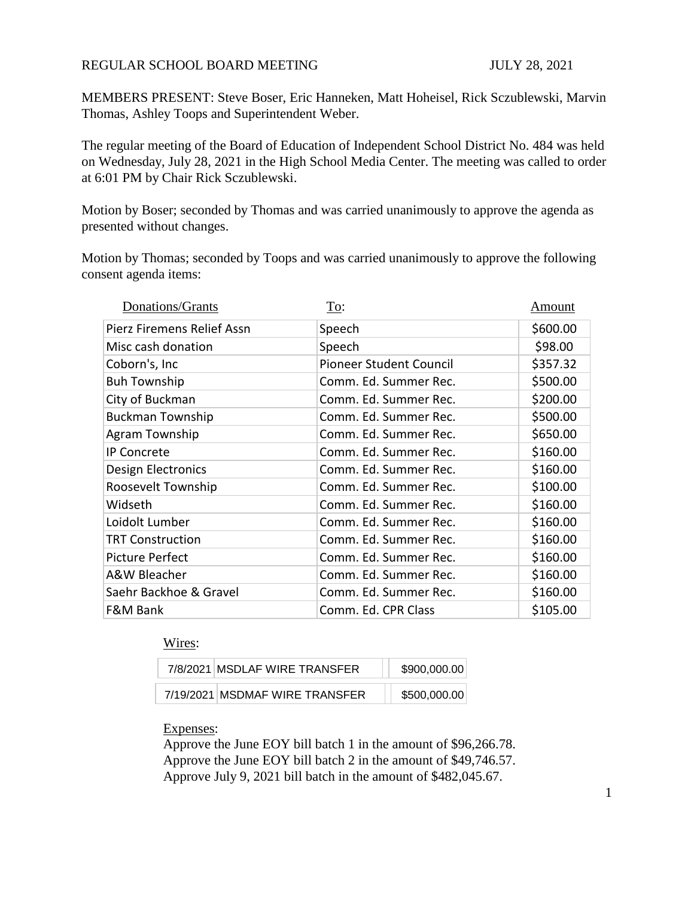REGULAR SCHOOL BOARD MEETING JULY 28, 2021

MEMBERS PRESENT: Steve Boser, Eric Hanneken, Matt Hoheisel, Rick Sczublewski, Marvin Thomas, Ashley Toops and Superintendent Weber.

The regular meeting of the Board of Education of Independent School District No. 484 was held on Wednesday, July 28, 2021 in the High School Media Center. The meeting was called to order at 6:01 PM by Chair Rick Sczublewski.

Motion by Boser; seconded by Thomas and was carried unanimously to approve the agenda as presented without changes.

Motion by Thomas; seconded by Toops and was carried unanimously to approve the following consent agenda items:

| Donations/Grants | To: | Amount |
|---|---|---|
| Pierz Firemens Relief Assn | Speech | $600.00 |
| Misc cash donation | Speech | $98.00 |
| Coborn's, Inc | Pioneer Student Council | $357.32 |
| Buh Township | Comm. Ed. Summer Rec. | $500.00 |
| City of Buckman | Comm. Ed. Summer Rec. | $200.00 |
| Buckman Township | Comm. Ed. Summer Rec. | $500.00 |
| Agram Township | Comm. Ed. Summer Rec. | $650.00 |
| IP Concrete | Comm. Ed. Summer Rec. | $160.00 |
| Design Electronics | Comm. Ed. Summer Rec. | $160.00 |
| Roosevelt Township | Comm. Ed. Summer Rec. | $100.00 |
| Widseth | Comm. Ed. Summer Rec. | $160.00 |
| Loidolt Lumber | Comm. Ed. Summer Rec. | $160.00 |
| TRT Construction | Comm. Ed. Summer Rec. | $160.00 |
| Picture Perfect | Comm. Ed. Summer Rec. | $160.00 |
| A&W Bleacher | Comm. Ed. Summer Rec. | $160.00 |
| Saehr Backhoe & Gravel | Comm. Ed. Summer Rec. | $160.00 |
| F&M Bank | Comm. Ed. CPR Class | $105.00 |

Wires:

| Date | Description | Amount |
|---|---|---|
| 7/8/2021 | MSDLAF WIRE TRANSFER | $900,000.00 |
| 7/19/2021 | MSDMAF WIRE TRANSFER | $500,000.00 |

Expenses:

Approve the June EOY bill batch 1 in the amount of $96,266.78.
Approve the June EOY bill batch 2 in the amount of $49,746.57.
Approve July 9, 2021 bill batch in the amount of $482,045.67.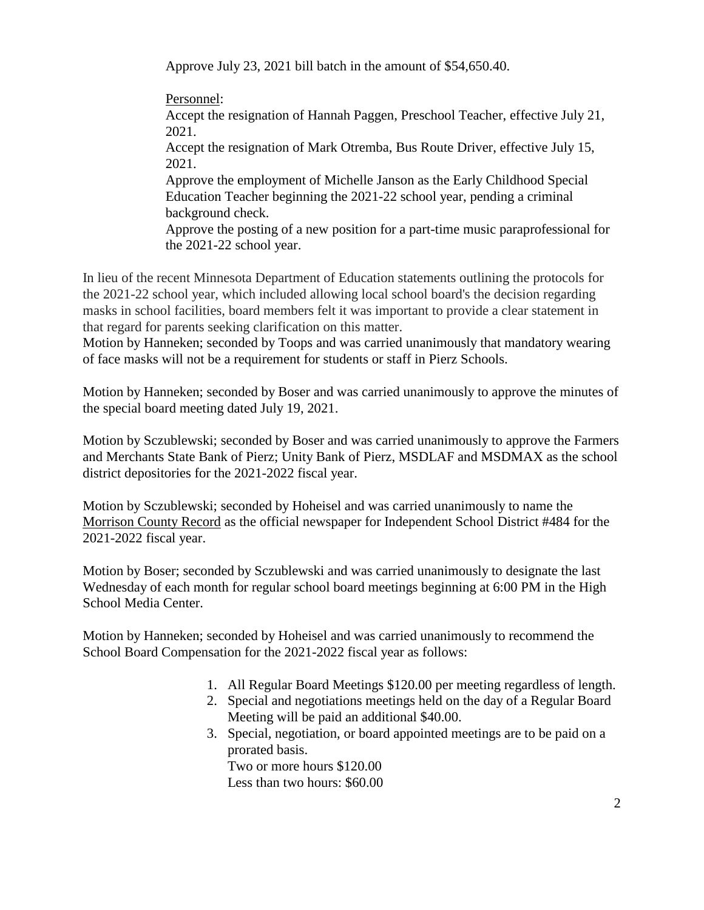Approve July 23, 2021 bill batch in the amount of $54,650.40.

Personnel:

Accept the resignation of Hannah Paggen, Preschool Teacher, effective July 21, 2021.

Accept the resignation of Mark Otremba, Bus Route Driver, effective July 15, 2021.

Approve the employment of Michelle Janson as the Early Childhood Special Education Teacher beginning the 2021-22 school year, pending a criminal background check.

Approve the posting of a new position for a part-time music paraprofessional for the 2021-22 school year.

In lieu of the recent Minnesota Department of Education statements outlining the protocols for the 2021-22 school year, which included allowing local school board's the decision regarding masks in school facilities, board members felt it was important to provide a clear statement in that regard for parents seeking clarification on this matter.

Motion by Hanneken; seconded by Toops and was carried unanimously that mandatory wearing of face masks will not be a requirement for students or staff in Pierz Schools.

Motion by Hanneken; seconded by Boser and was carried unanimously to approve the minutes of the special board meeting dated July 19, 2021.

Motion by Sczublewski; seconded by Boser and was carried unanimously to approve the Farmers and Merchants State Bank of Pierz; Unity Bank of Pierz, MSDLAF and MSDMAX as the school district depositories for the 2021-2022 fiscal year.

Motion by Sczublewski; seconded by Hoheisel and was carried unanimously to name the Morrison County Record as the official newspaper for Independent School District #484 for the 2021-2022 fiscal year.

Motion by Boser; seconded by Sczublewski and was carried unanimously to designate the last Wednesday of each month for regular school board meetings beginning at 6:00 PM in the High School Media Center.

Motion by Hanneken; seconded by Hoheisel and was carried unanimously to recommend the School Board Compensation for the 2021-2022 fiscal year as follows:

1. All Regular Board Meetings $120.00 per meeting regardless of length.
2. Special and negotiations meetings held on the day of a Regular Board Meeting will be paid an additional $40.00.
3. Special, negotiation, or board appointed meetings are to be paid on a prorated basis.
   Two or more hours $120.00
   Less than two hours: $60.00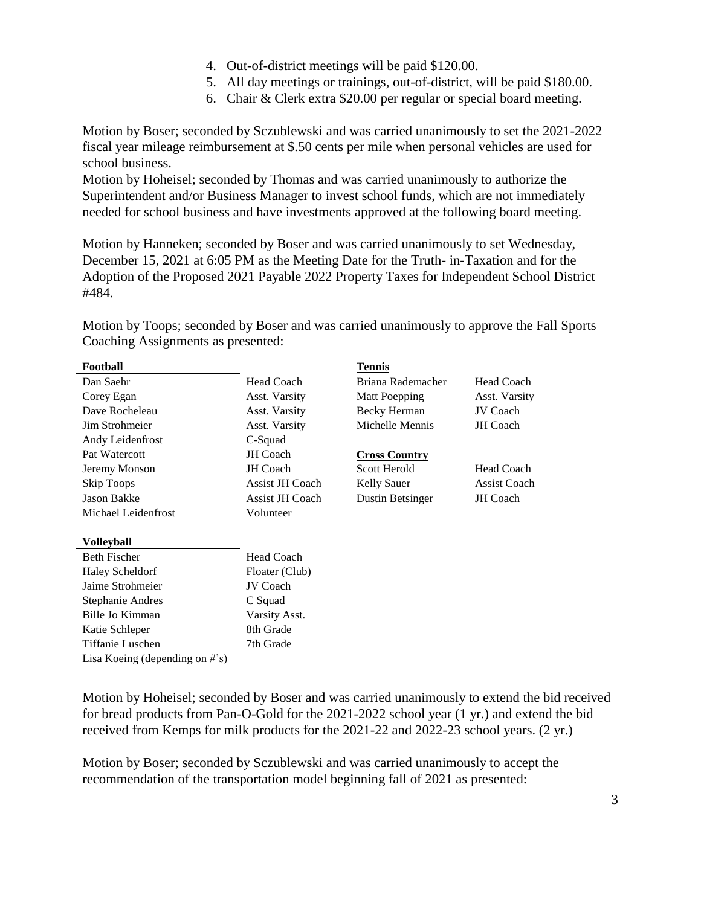4. Out-of-district meetings will be paid $120.00.
5. All day meetings or trainings, out-of-district, will be paid $180.00.
6. Chair & Clerk extra $20.00 per regular or special board meeting.

Motion by Boser; seconded by Sczublewski and was carried unanimously to set the 2021-2022 fiscal year mileage reimbursement at $.50 cents per mile when personal vehicles are used for school business.

Motion by Hoheisel; seconded by Thomas and was carried unanimously to authorize the Superintendent and/or Business Manager to invest school funds, which are not immediately needed for school business and have investments approved at the following board meeting.

Motion by Hanneken; seconded by Boser and was carried unanimously to set Wednesday, December 15, 2021 at 6:05 PM as the Meeting Date for the Truth- in-Taxation and for the Adoption of the Proposed 2021 Payable 2022 Property Taxes for Independent School District #484.

Motion by Toops; seconded by Boser and was carried unanimously to approve the Fall Sports Coaching Assignments as presented:

| **Football** | |
|---|---|
| Dan Saehr | Head Coach |
| Corey Egan | Asst. Varsity |
| Dave Rocheleau | Asst. Varsity |
| Jim Strohmeier | Asst. Varsity |
| Andy Leidenfrost | C-Squad |
| Pat Watercott | JH Coach |
| Jeremy Monson | JH Coach |
| Skip Toops | Assist JH Coach |
| Jason Bakke | Assist JH Coach |
| Michael Leidenfrost | Volunteer |

| **Tennis** | |
|---|---|
| Briana Rademacher | Head Coach |
| Matt Poepping | Asst. Varsity |
| Becky Herman | JV Coach |
| Michelle Mennis | JH Coach |

| **Cross Country** | |
|---|---|
| Scott Herold | Head Coach |
| Kelly Sauer | Assist Coach |
| Dustin Betsinger | JH Coach |

| **Volleyball** | |
|---|---|
| Beth Fischer | Head Coach |
| Haley Scheldorf | Floater (Club) |
| Jaime Strohmeier | JV Coach |
| Stephanie Andres | C Squad |
| Bille Jo Kimman | Varsity Asst. |
| Katie Schleper | 8th Grade |
| Tiffanie Luschen | 7th Grade |
| Lisa Koeing (depending on #'s) | |

Motion by Hoheisel; seconded by Boser and was carried unanimously to extend the bid received for bread products from Pan-O-Gold for the 2021-2022 school year (1 yr.) and extend the bid received from Kemps for milk products for the 2021-22 and 2022-23 school years. (2 yr.)

Motion by Boser; seconded by Sczublewski and was carried unanimously to accept the recommendation of the transportation model beginning fall of 2021 as presented: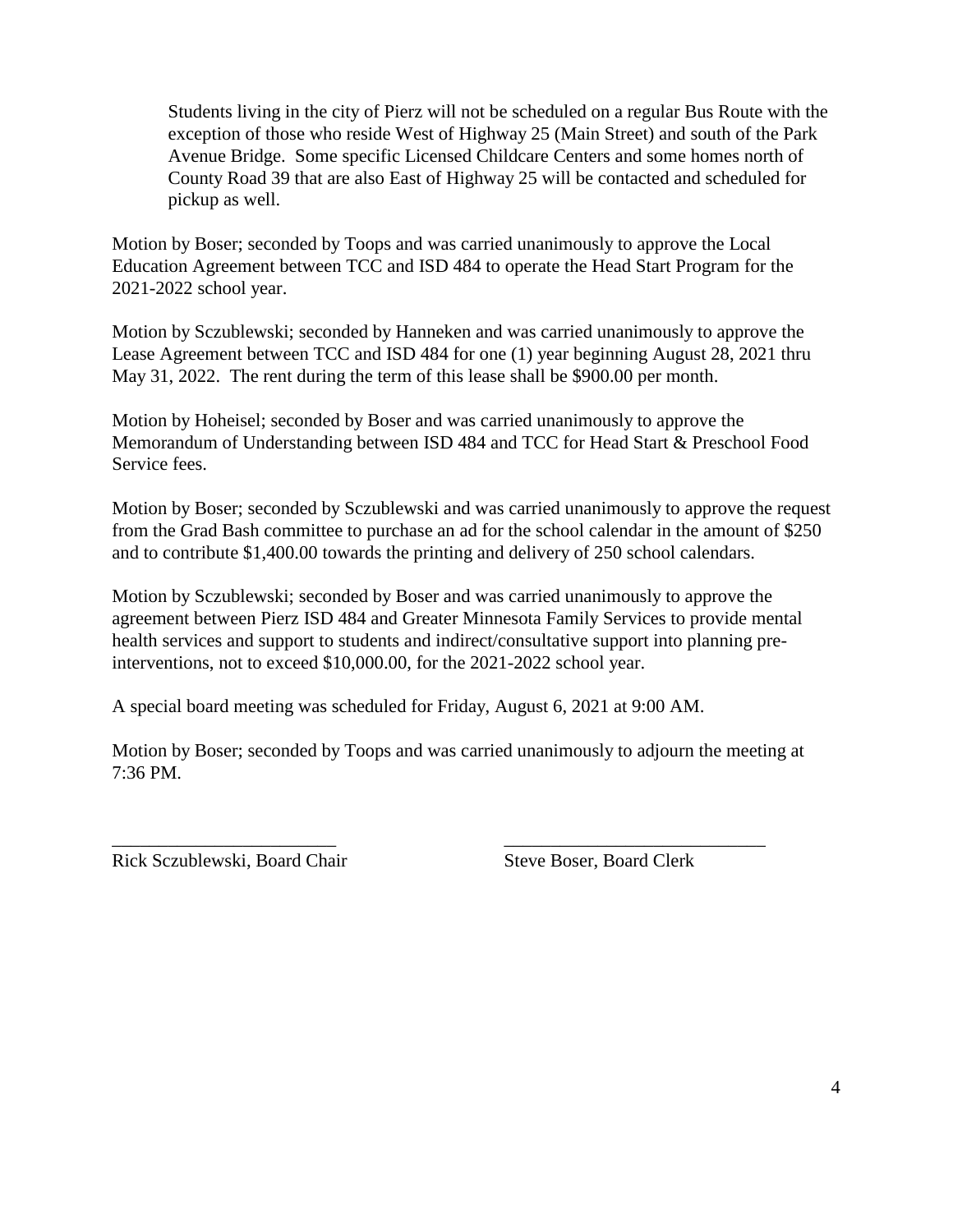Students living in the city of Pierz will not be scheduled on a regular Bus Route with the exception of those who reside West of Highway 25 (Main Street) and south of the Park Avenue Bridge. Some specific Licensed Childcare Centers and some homes north of County Road 39 that are also East of Highway 25 will be contacted and scheduled for pickup as well.

Motion by Boser; seconded by Toops and was carried unanimously to approve the Local Education Agreement between TCC and ISD 484 to operate the Head Start Program for the 2021-2022 school year.

Motion by Sczublewski; seconded by Hanneken and was carried unanimously to approve the Lease Agreement between TCC and ISD 484 for one (1) year beginning August 28, 2021 thru May 31, 2022. The rent during the term of this lease shall be $900.00 per month.

Motion by Hoheisel; seconded by Boser and was carried unanimously to approve the Memorandum of Understanding between ISD 484 and TCC for Head Start & Preschool Food Service fees.

Motion by Boser; seconded by Sczublewski and was carried unanimously to approve the request from the Grad Bash committee to purchase an ad for the school calendar in the amount of $250 and to contribute $1,400.00 towards the printing and delivery of 250 school calendars.

Motion by Sczublewski; seconded by Boser and was carried unanimously to approve the agreement between Pierz ISD 484 and Greater Minnesota Family Services to provide mental health services and support to students and indirect/consultative support into planning pre-interventions, not to exceed $10,000.00, for the 2021-2022 school year.

A special board meeting was scheduled for Friday, August 6, 2021 at 9:00 AM.

Motion by Boser; seconded by Toops and was carried unanimously to adjourn the meeting at 7:36 PM.

________________________ ____________________________

Rick Sczublewski, Board Chair Steve Boser, Board Clerk